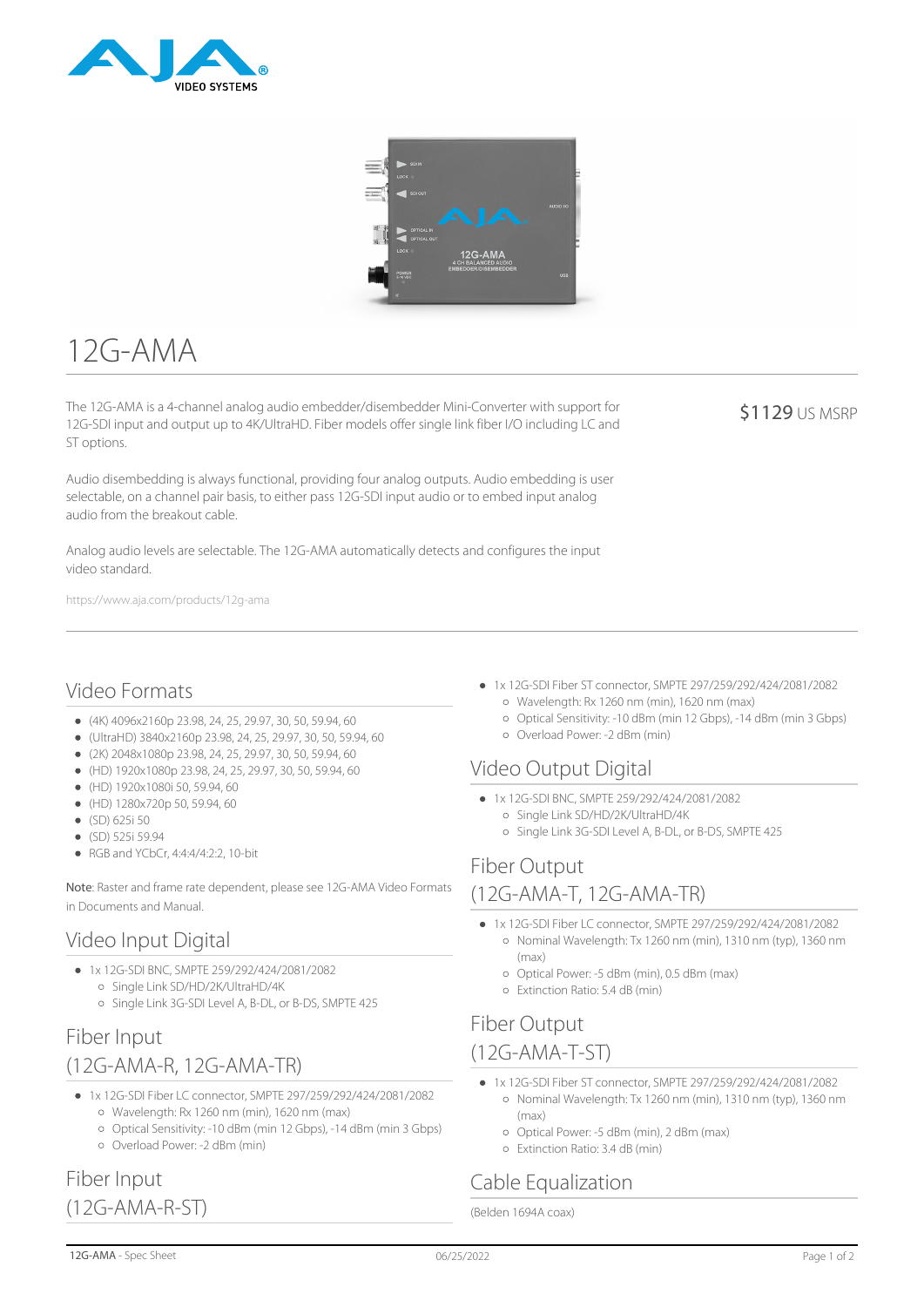# 12G-AMA

The 12G-AMA is a 4-channel analog audio embedder/disembedder Mini-Converter with support for 12G-SDI input and output up to 4K/UltraHD. Fiber models offer single link fiber I/O including LC and ST options.

$1129 US MSRP

Audio disembedding is always functional, providing four analog outputs. Audio embedding is user selectable, on a channel pair basis, to either pass 12G-SDI input audio or to embed input analog audio from the breakout cable.

Analog audio levels are selectable. The 12G-AMA automatically detects and configures the input video standard.

https://www.aja.com/products/12g-ama

## Video Formats

- (4K) 4096x2160p 23.98, 24, 25, 29.97, 30, 50, 59.94, 60
- (UltraHD) 3840x2160p 23.98, 24, 25, 29.97, 30, 50, 59.94, 60
- (2K) 2048x1080p 23.98, 24, 25, 29.97, 30, 50, 59.94, 60
- (HD) 1920x1080p 23.98, 24, 25, 29.97, 30, 50, 59.94, 60
- (HD) 1920x1080i 50, 59.94, 60
- (HD) 1280x720p 50, 59.94, 60
- (SD) 625i 50
- (SD) 525i 59.94
- RGB and YCbCr, 4:4:4/4:2:2, 10-bit

Note: Raster and frame rate dependent, please see 12G-AMA Video Formats in Documents and Manual.

## Video Input Digital

- 1x 12G-SDI BNC, SMPTE 259/292/424/2081/2082
  - Single Link SD/HD/2K/UltraHD/4K
  - Single Link 3G-SDI Level A, B-DL, or B-DS, SMPTE 425

## Fiber Input (12G-AMA-R, 12G-AMA-TR)

- 1x 12G-SDI Fiber LC connector, SMPTE 297/259/292/424/2081/2082
  - Wavelength: Rx 1260 nm (min), 1620 nm (max)
  - Optical Sensitivity: -10 dBm (min 12 Gbps), -14 dBm (min 3 Gbps)
  - Overload Power: -2 dBm (min)

## Fiber Input (12G-AMA-R-ST)

- 1x 12G-SDI Fiber ST connector, SMPTE 297/259/292/424/2081/2082
  - Wavelength: Rx 1260 nm (min), 1620 nm (max)
  - Optical Sensitivity: -10 dBm (min 12 Gbps), -14 dBm (min 3 Gbps)
  - Overload Power: -2 dBm (min)

## Video Output Digital

- 1x 12G-SDI BNC, SMPTE 259/292/424/2081/2082
  - Single Link SD/HD/2K/UltraHD/4K
  - Single Link 3G-SDI Level A, B-DL, or B-DS, SMPTE 425

## Fiber Output (12G-AMA-T, 12G-AMA-TR)

- 1x 12G-SDI Fiber LC connector, SMPTE 297/259/292/424/2081/2082
  - Nominal Wavelength: Tx 1260 nm (min), 1310 nm (typ), 1360 nm (max)
  - Optical Power: -5 dBm (min), 0.5 dBm (max)
  - Extinction Ratio: 5.4 dB (min)

## Fiber Output (12G-AMA-T-ST)

- 1x 12G-SDI Fiber ST connector, SMPTE 297/259/292/424/2081/2082
  - Nominal Wavelength: Tx 1260 nm (min), 1310 nm (typ), 1360 nm (max)
  - Optical Power: -5 dBm (min), 2 dBm (max)
  - Extinction Ratio: 3.4 dB (min)

## Cable Equalization

(Belden 1694A coax)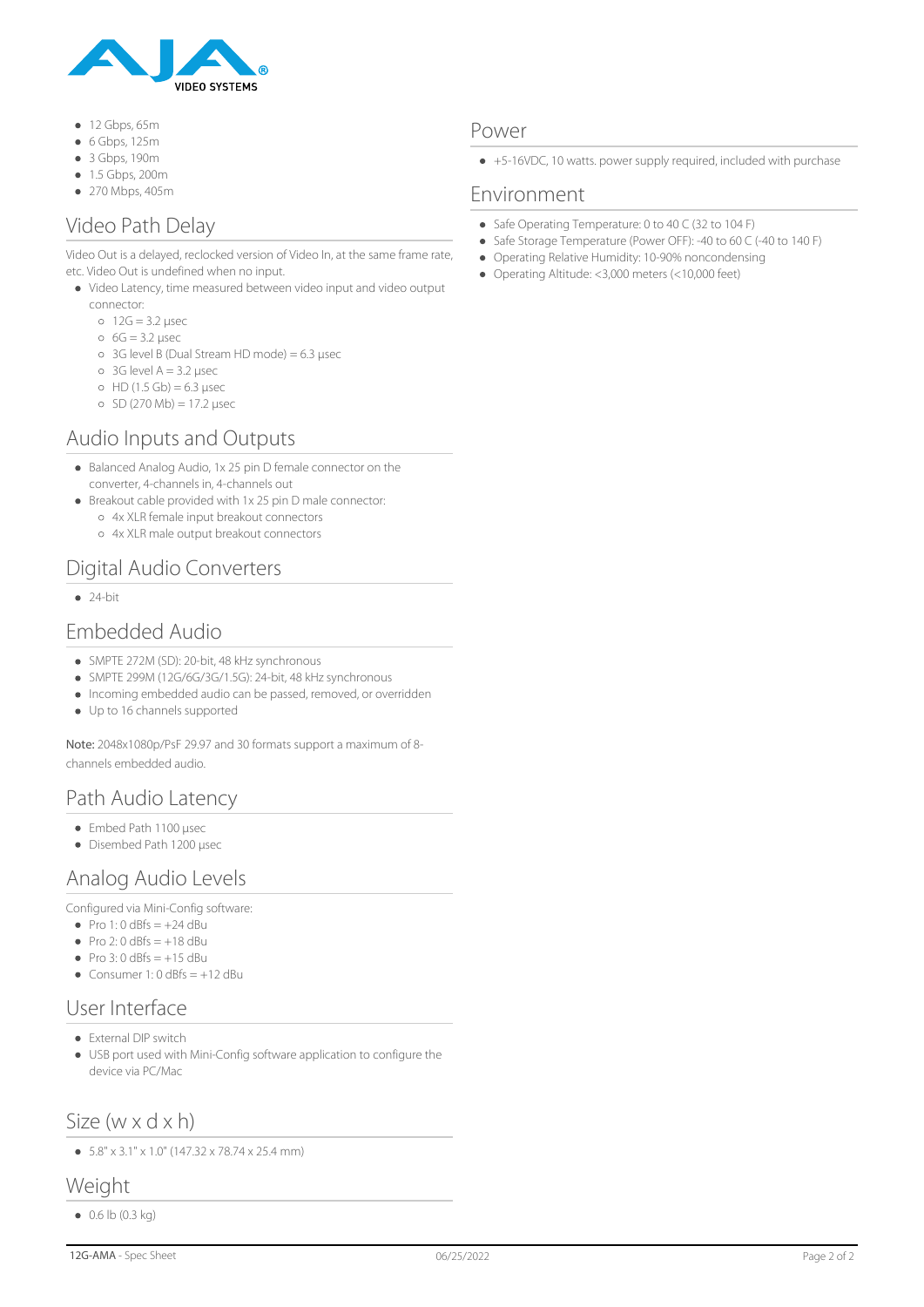- 12 Gbps, 65m
- 6 Gbps, 125m
- 3 Gbps, 190m
- 1.5 Gbps, 200m
- 270 Mbps, 405m

## Video Path Delay

Video Out is a delayed, reclocked version of Video In, at the same frame rate, etc. Video Out is undefined when no input.

- Video Latency, time measured between video input and video output connector:
  - 12G = 3.2 µsec
  - 6G = 3.2 µsec
  - 3G level B (Dual Stream HD mode) = 6.3 µsec
  - 3G level A = 3.2 µsec
  - HD (1.5 Gb) = 6.3 µsec
  - SD (270 Mb) = 17.2 µsec

## Audio Inputs and Outputs

- Balanced Analog Audio, 1x 25 pin D female connector on the converter, 4-channels in, 4-channels out
- Breakout cable provided with 1x 25 pin D male connector:
  - 4x XLR female input breakout connectors
  - 4x XLR male output breakout connectors

## Digital Audio Converters

- 24-bit

## Embedded Audio

- SMPTE 272M (SD): 20-bit, 48 kHz synchronous
- SMPTE 299M (12G/6G/3G/1.5G): 24-bit, 48 kHz synchronous
- Incoming embedded audio can be passed, removed, or overridden
- Up to 16 channels supported

**Note:** 2048x1080p/PsF 29.97 and 30 formats support a maximum of 8-channels embedded audio.

## Path Audio Latency

- Embed Path 1100 µsec
- Disembed Path 1200 µsec

## Analog Audio Levels

Configured via Mini-Config software:

- Pro 1: 0 dBfs = +24 dBu
- Pro 2: 0 dBfs = +18 dBu
- Pro 3: 0 dBfs = +15 dBu
- Consumer 1: 0 dBfs = +12 dBu

## User Interface

- External DIP switch
- USB port used with Mini-Config software application to configure the device via PC/Mac

## Size (w x d x h)

- 5.8" x 3.1" x 1.0" (147.32 x 78.74 x 25.4 mm)

## Weight

- 0.6 lb (0.3 kg)

## Power

- +5-16VDC, 10 watts. power supply required, included with purchase

## Environment

- Safe Operating Temperature: 0 to 40 C (32 to 104 F)
- Safe Storage Temperature (Power OFF): -40 to 60 C (-40 to 140 F)
- Operating Relative Humidity: 10-90% noncondensing
- Operating Altitude: <3,000 meters (<10,000 feet)